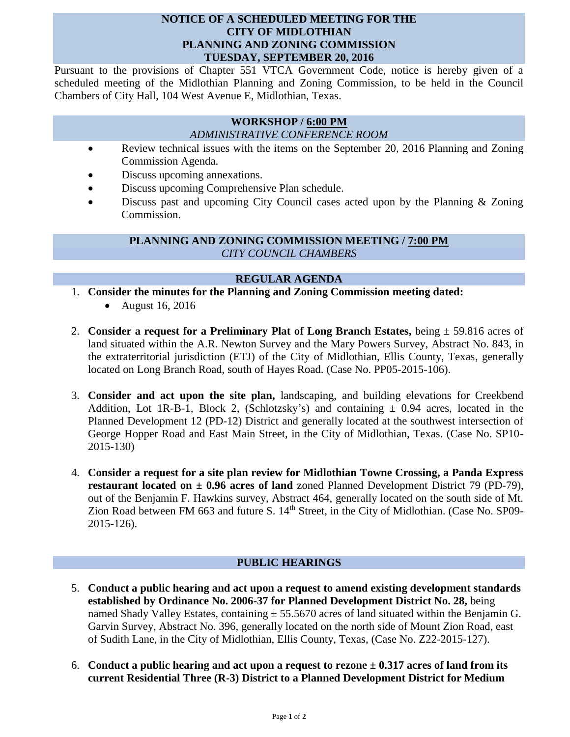# NOTICE OF A SCHEDULED MEETING FOR THE CITY OF MIDLOTHIAN PLANNING AND ZONING COMMISSION TUESDAY, SEPTEMBER 20, 2016

Pursuant to the provisions of Chapter 551 VTCA Government Code, notice is hereby given of a scheduled meeting of the Midlothian Planning and Zoning Commission, to be held in the Council Chambers of City Hall, 104 West Avenue E, Midlothian, Texas.

## WORKSHOP / 6:00 PM

*ADMINISTRATIVE CONFERENCE ROOM*

- Review technical issues with the items on the September 20, 2016 Planning and Zoning Commission Agenda.
- Discuss upcoming annexations.
- Discuss upcoming Comprehensive Plan schedule.
- Discuss past and upcoming City Council cases acted upon by the Planning & Zoning Commission.

## PLANNING AND ZONING COMMISSION MEETING / 7:00 PM

*CITY COUNCIL CHAMBERS*

## REGULAR AGENDA

1. **Consider the minutes for the Planning and Zoning Commission meeting dated:**
   - August 16, 2016

2. **Consider a request for a Preliminary Plat of Long Branch Estates,** being ± 59.816 acres of land situated within the A.R. Newton Survey and the Mary Powers Survey, Abstract No. 843, in the extraterritorial jurisdiction (ETJ) of the City of Midlothian, Ellis County, Texas, generally located on Long Branch Road, south of Hayes Road. (Case No. PP05-2015-106).

3. **Consider and act upon the site plan,** landscaping, and building elevations for Creekbend Addition, Lot 1R-B-1, Block 2, (Schlotzsky's) and containing ± 0.94 acres, located in the Planned Development 12 (PD-12) District and generally located at the southwest intersection of George Hopper Road and East Main Street, in the City of Midlothian, Texas. (Case No. SP10-2015-130)

4. **Consider a request for a site plan review for Midlothian Towne Crossing, a Panda Express restaurant located on ± 0.96 acres of land** zoned Planned Development District 79 (PD-79), out of the Benjamin F. Hawkins survey, Abstract 464, generally located on the south side of Mt. Zion Road between FM 663 and future S. 14th Street, in the City of Midlothian. (Case No. SP09-2015-126).

## PUBLIC HEARINGS

5. **Conduct a public hearing and act upon a request to amend existing development standards established by Ordinance No. 2006-37 for Planned Development District No. 28,** being named Shady Valley Estates, containing ± 55.5670 acres of land situated within the Benjamin G. Garvin Survey, Abstract No. 396, generally located on the north side of Mount Zion Road, east of Sudith Lane, in the City of Midlothian, Ellis County, Texas, (Case No. Z22-2015-127).

6. **Conduct a public hearing and act upon a request to rezone ± 0.317 acres of land from its current Residential Three (R-3) District to a Planned Development District for Medium**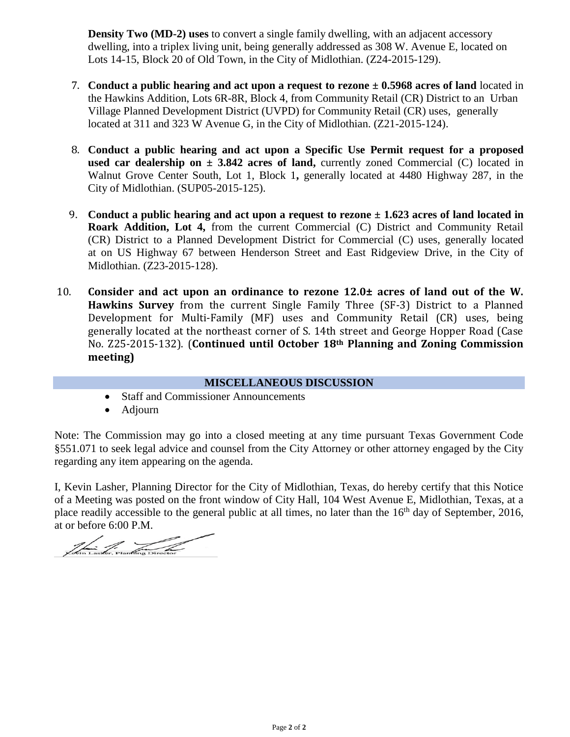**Density Two (MD-2) uses** to convert a single family dwelling, with an adjacent accessory dwelling, into a triplex living unit, being generally addressed as 308 W. Avenue E, located on Lots 14-15, Block 20 of Old Town, in the City of Midlothian. (Z24-2015-129).

7. **Conduct a public hearing and act upon a request to rezone ± 0.5968 acres of land** located in the Hawkins Addition, Lots 6R-8R, Block 4, from Community Retail (CR) District to an Urban Village Planned Development District (UVPD) for Community Retail (CR) uses, generally located at 311 and 323 W Avenue G, in the City of Midlothian. (Z21-2015-124).

8. **Conduct a public hearing and act upon a Specific Use Permit request for a proposed used car dealership on ± 3.842 acres of land,** currently zoned Commercial (C) located in Walnut Grove Center South, Lot 1, Block 1**,** generally located at 4480 Highway 287, in the City of Midlothian. (SUP05-2015-125).

9. **Conduct a public hearing and act upon a request to rezone ± 1.623 acres of land located in Roark Addition, Lot 4,** from the current Commercial (C) District and Community Retail (CR) District to a Planned Development District for Commercial (C) uses, generally located at on US Highway 67 between Henderson Street and East Ridgeview Drive, in the City of Midlothian. (Z23-2015-128).

10. **Consider and act upon an ordinance to rezone 12.0± acres of land out of the W. Hawkins Survey** from the current Single Family Three (SF-3) District to a Planned Development for Multi-Family (MF) uses and Community Retail (CR) uses, being generally located at the northeast corner of S. 14th street and George Hopper Road (Case No. Z25-2015-132). (**Continued until October 18th Planning and Zoning Commission meeting)**

## MISCELLANEOUS DISCUSSION

- Staff and Commissioner Announcements
- Adjourn

Note: The Commission may go into a closed meeting at any time pursuant Texas Government Code §551.071 to seek legal advice and counsel from the City Attorney or other attorney engaged by the City regarding any item appearing on the agenda.

I, Kevin Lasher, Planning Director for the City of Midlothian, Texas, do hereby certify that this Notice of a Meeting was posted on the front window of City Hall, 104 West Avenue E, Midlothian, Texas, at a place readily accessible to the general public at all times, no later than the 16th day of September, 2016, at or before 6:00 P.M.

Kevin Lasher, Planning Director